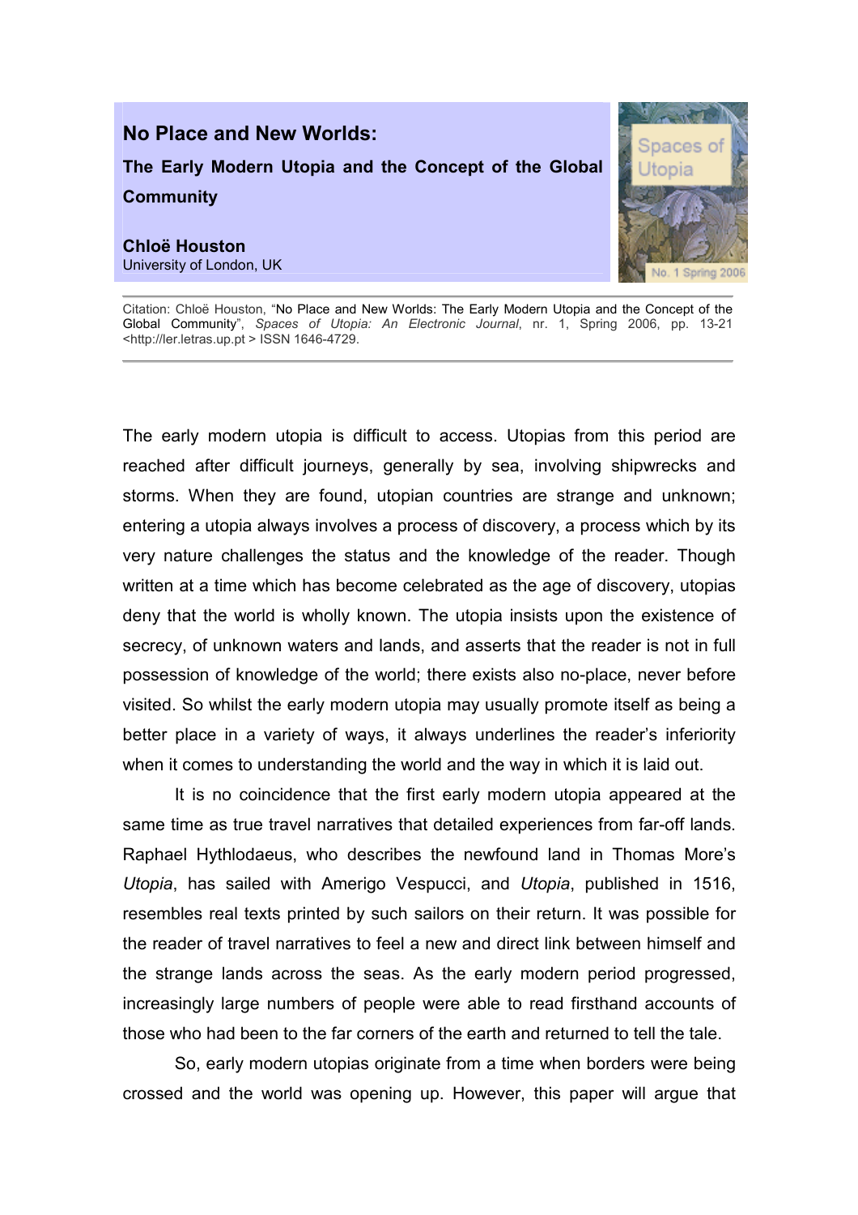# No Place and New Worlds:

## The Early Modern Utopia and the Concept of the Global Community

**Chloë Houston**
University of London, UK

Citation: Chloë Houston, "No Place and New Worlds: The Early Modern Utopia and the Concept of the Global Community", *Spaces of Utopia: An Electronic Journal*, nr. 1, Spring 2006, pp. 13-21 <http://ler.letras.up.pt > ISSN 1646-4729.

---

The early modern utopia is difficult to access. Utopias from this period are reached after difficult journeys, generally by sea, involving shipwrecks and storms. When they are found, utopian countries are strange and unknown; entering a utopia always involves a process of discovery, a process which by its very nature challenges the status and the knowledge of the reader. Though written at a time which has become celebrated as the age of discovery, utopias deny that the world is wholly known. The utopia insists upon the existence of secrecy, of unknown waters and lands, and asserts that the reader is not in full possession of knowledge of the world; there exists also no-place, never before visited. So whilst the early modern utopia may usually promote itself as being a better place in a variety of ways, it always underlines the reader's inferiority when it comes to understanding the world and the way in which it is laid out.

It is no coincidence that the first early modern utopia appeared at the same time as true travel narratives that detailed experiences from far-off lands. Raphael Hythlodaeus, who describes the newfound land in Thomas More's *Utopia*, has sailed with Amerigo Vespucci, and *Utopia*, published in 1516, resembles real texts printed by such sailors on their return. It was possible for the reader of travel narratives to feel a new and direct link between himself and the strange lands across the seas. As the early modern period progressed, increasingly large numbers of people were able to read firsthand accounts of those who had been to the far corners of the earth and returned to tell the tale.

So, early modern utopias originate from a time when borders were being crossed and the world was opening up. However, this paper will argue that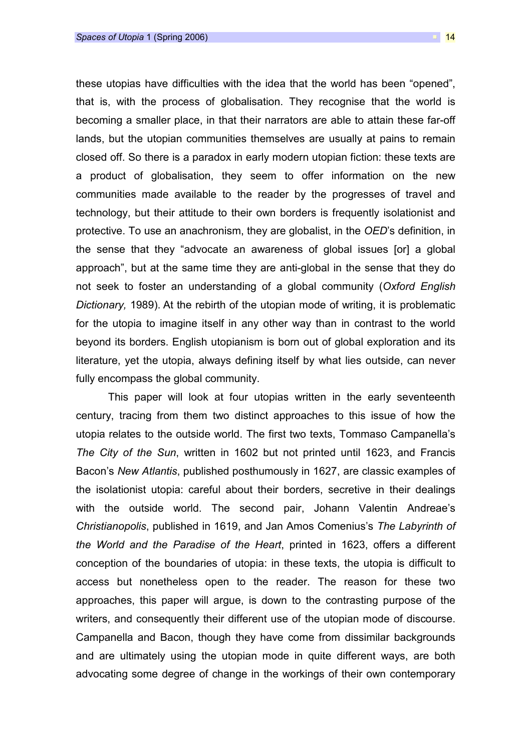these utopias have difficulties with the idea that the world has been "opened", that is, with the process of globalisation. They recognise that the world is becoming a smaller place, in that their narrators are able to attain these far-off lands, but the utopian communities themselves are usually at pains to remain closed off. So there is a paradox in early modern utopian fiction: these texts are a product of globalisation, they seem to offer information on the new communities made available to the reader by the progresses of travel and technology, but their attitude to their own borders is frequently isolationist and protective. To use an anachronism, they are globalist, in the *OED*'s definition, in the sense that they "advocate an awareness of global issues [or] a global approach", but at the same time they are anti-global in the sense that they do not seek to foster an understanding of a global community (*Oxford English Dictionary,* 1989). At the rebirth of the utopian mode of writing, it is problematic for the utopia to imagine itself in any other way than in contrast to the world beyond its borders. English utopianism is born out of global exploration and its literature, yet the utopia, always defining itself by what lies outside, can never fully encompass the global community.

This paper will look at four utopias written in the early seventeenth century, tracing from them two distinct approaches to this issue of how the utopia relates to the outside world. The first two texts, Tommaso Campanella's *The City of the Sun*, written in 1602 but not printed until 1623, and Francis Bacon's *New Atlantis*, published posthumously in 1627, are classic examples of the isolationist utopia: careful about their borders, secretive in their dealings with the outside world. The second pair, Johann Valentin Andreae's *Christianopolis*, published in 1619, and Jan Amos Comenius's *The Labyrinth of the World and the Paradise of the Heart*, printed in 1623, offers a different conception of the boundaries of utopia: in these texts, the utopia is difficult to access but nonetheless open to the reader. The reason for these two approaches, this paper will argue, is down to the contrasting purpose of the writers, and consequently their different use of the utopian mode of discourse. Campanella and Bacon, though they have come from dissimilar backgrounds and are ultimately using the utopian mode in quite different ways, are both advocating some degree of change in the workings of their own contemporary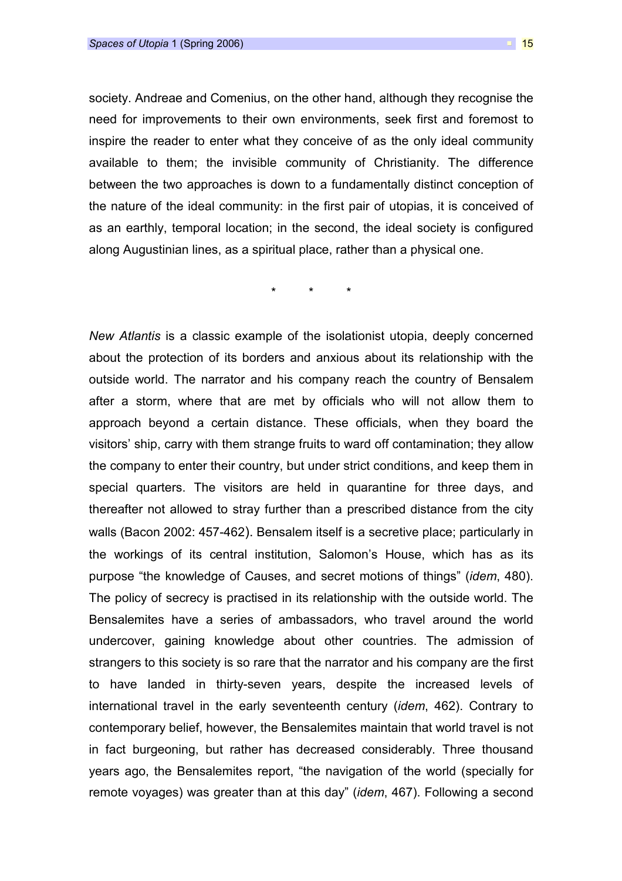society. Andreae and Comenius, on the other hand, although they recognise the need for improvements to their own environments, seek first and foremost to inspire the reader to enter what they conceive of as the only ideal community available to them; the invisible community of Christianity. The difference between the two approaches is down to a fundamentally distinct conception of the nature of the ideal community: in the first pair of utopias, it is conceived of as an earthly, temporal location; in the second, the ideal society is configured along Augustinian lines, as a spiritual place, rather than a physical one.

\* \* \*

*New Atlantis* is a classic example of the isolationist utopia, deeply concerned about the protection of its borders and anxious about its relationship with the outside world. The narrator and his company reach the country of Bensalem after a storm, where that are met by officials who will not allow them to approach beyond a certain distance. These officials, when they board the visitors' ship, carry with them strange fruits to ward off contamination; they allow the company to enter their country, but under strict conditions, and keep them in special quarters. The visitors are held in quarantine for three days, and thereafter not allowed to stray further than a prescribed distance from the city walls (Bacon 2002: 457-462). Bensalem itself is a secretive place; particularly in the workings of its central institution, Salomon's House, which has as its purpose "the knowledge of Causes, and secret motions of things" (*idem*, 480). The policy of secrecy is practised in its relationship with the outside world. The Bensalemites have a series of ambassadors, who travel around the world undercover, gaining knowledge about other countries. The admission of strangers to this society is so rare that the narrator and his company are the first to have landed in thirty-seven years, despite the increased levels of international travel in the early seventeenth century (*idem*, 462). Contrary to contemporary belief, however, the Bensalemites maintain that world travel is not in fact burgeoning, but rather has decreased considerably. Three thousand years ago, the Bensalemites report, "the navigation of the world (specially for remote voyages) was greater than at this day" (*idem*, 467). Following a second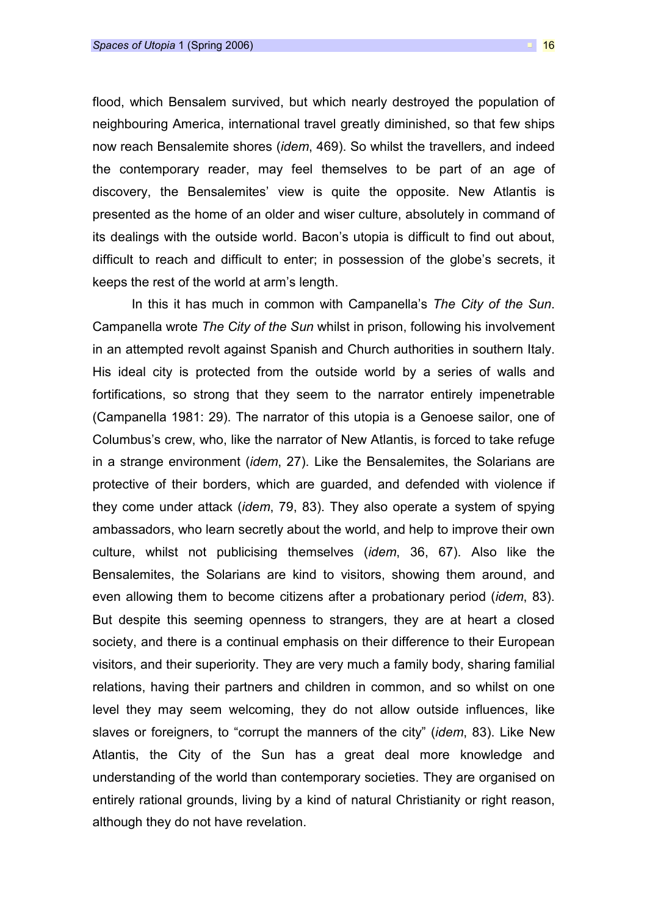flood, which Bensalem survived, but which nearly destroyed the population of neighbouring America, international travel greatly diminished, so that few ships now reach Bensalemite shores (*idem*, 469). So whilst the travellers, and indeed the contemporary reader, may feel themselves to be part of an age of discovery, the Bensalemites' view is quite the opposite. New Atlantis is presented as the home of an older and wiser culture, absolutely in command of its dealings with the outside world. Bacon's utopia is difficult to find out about, difficult to reach and difficult to enter; in possession of the globe's secrets, it keeps the rest of the world at arm's length.

In this it has much in common with Campanella's *The City of the Sun*. Campanella wrote *The City of the Sun* whilst in prison, following his involvement in an attempted revolt against Spanish and Church authorities in southern Italy. His ideal city is protected from the outside world by a series of walls and fortifications, so strong that they seem to the narrator entirely impenetrable (Campanella 1981: 29). The narrator of this utopia is a Genoese sailor, one of Columbus's crew, who, like the narrator of New Atlantis, is forced to take refuge in a strange environment (*idem*, 27). Like the Bensalemites, the Solarians are protective of their borders, which are guarded, and defended with violence if they come under attack (*idem*, 79, 83). They also operate a system of spying ambassadors, who learn secretly about the world, and help to improve their own culture, whilst not publicising themselves (*idem*, 36, 67). Also like the Bensalemites, the Solarians are kind to visitors, showing them around, and even allowing them to become citizens after a probationary period (*idem*, 83). But despite this seeming openness to strangers, they are at heart a closed society, and there is a continual emphasis on their difference to their European visitors, and their superiority. They are very much a family body, sharing familial relations, having their partners and children in common, and so whilst on one level they may seem welcoming, they do not allow outside influences, like slaves or foreigners, to "corrupt the manners of the city" (*idem*, 83). Like New Atlantis, the City of the Sun has a great deal more knowledge and understanding of the world than contemporary societies. They are organised on entirely rational grounds, living by a kind of natural Christianity or right reason, although they do not have revelation.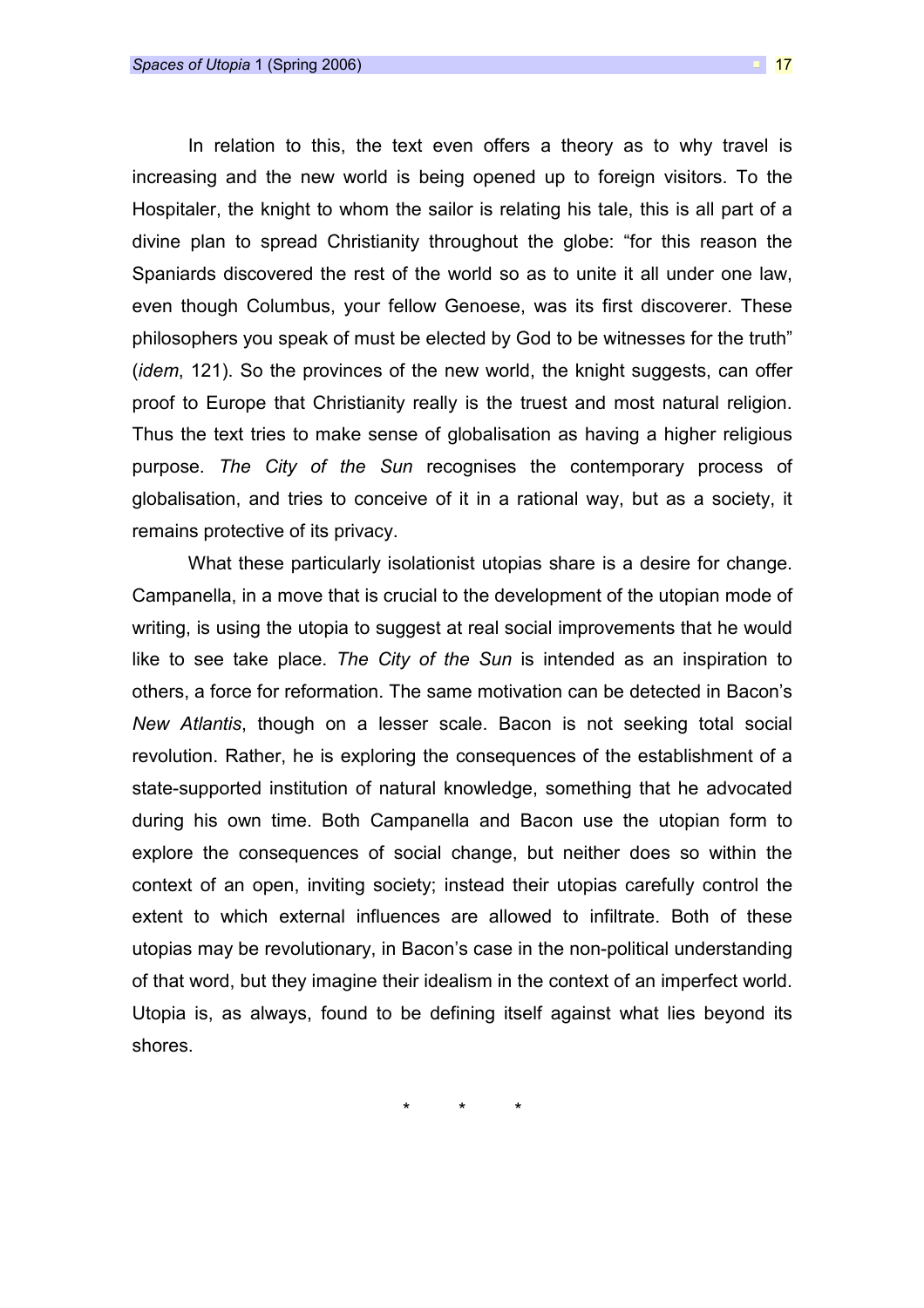In relation to this, the text even offers a theory as to why travel is increasing and the new world is being opened up to foreign visitors. To the Hospitaler, the knight to whom the sailor is relating his tale, this is all part of a divine plan to spread Christianity throughout the globe: "for this reason the Spaniards discovered the rest of the world so as to unite it all under one law, even though Columbus, your fellow Genoese, was its first discoverer. These philosophers you speak of must be elected by God to be witnesses for the truth" (*idem*, 121). So the provinces of the new world, the knight suggests, can offer proof to Europe that Christianity really is the truest and most natural religion. Thus the text tries to make sense of globalisation as having a higher religious purpose. *The City of the Sun* recognises the contemporary process of globalisation, and tries to conceive of it in a rational way, but as a society, it remains protective of its privacy.

What these particularly isolationist utopias share is a desire for change. Campanella, in a move that is crucial to the development of the utopian mode of writing, is using the utopia to suggest at real social improvements that he would like to see take place. *The City of the Sun* is intended as an inspiration to others, a force for reformation. The same motivation can be detected in Bacon's *New Atlantis*, though on a lesser scale. Bacon is not seeking total social revolution. Rather, he is exploring the consequences of the establishment of a state-supported institution of natural knowledge, something that he advocated during his own time. Both Campanella and Bacon use the utopian form to explore the consequences of social change, but neither does so within the context of an open, inviting society; instead their utopias carefully control the extent to which external influences are allowed to infiltrate. Both of these utopias may be revolutionary, in Bacon's case in the non-political understanding of that word, but they imagine their idealism in the context of an imperfect world. Utopia is, as always, found to be defining itself against what lies beyond its shores.

\* \* \*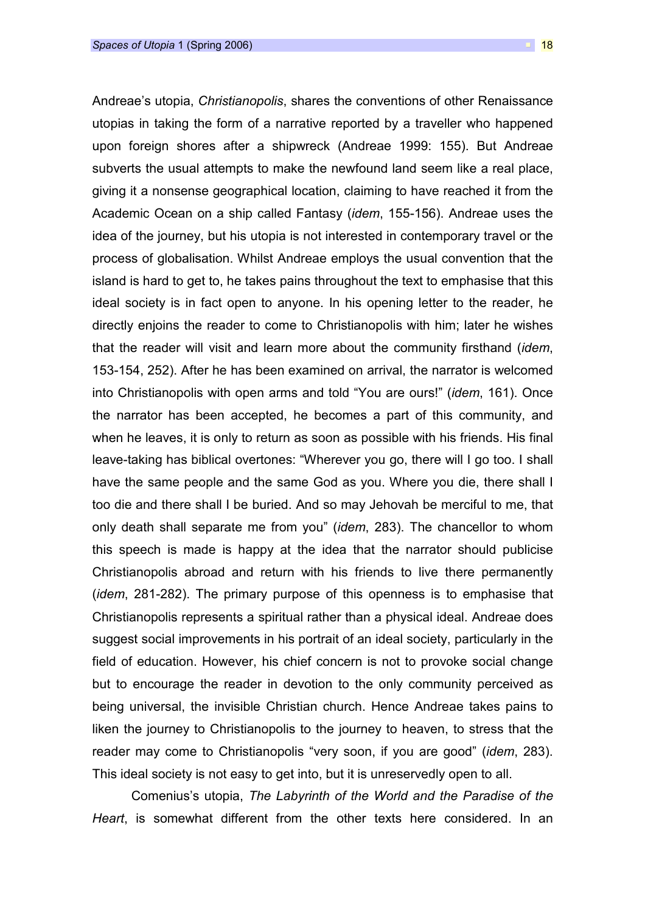Andreae's utopia, *Christianopolis*, shares the conventions of other Renaissance utopias in taking the form of a narrative reported by a traveller who happened upon foreign shores after a shipwreck (Andreae 1999: 155). But Andreae subverts the usual attempts to make the newfound land seem like a real place, giving it a nonsense geographical location, claiming to have reached it from the Academic Ocean on a ship called Fantasy (*idem*, 155-156). Andreae uses the idea of the journey, but his utopia is not interested in contemporary travel or the process of globalisation. Whilst Andreae employs the usual convention that the island is hard to get to, he takes pains throughout the text to emphasise that this ideal society is in fact open to anyone. In his opening letter to the reader, he directly enjoins the reader to come to Christianopolis with him; later he wishes that the reader will visit and learn more about the community firsthand (*idem*, 153-154, 252). After he has been examined on arrival, the narrator is welcomed into Christianopolis with open arms and told "You are ours!" (*idem*, 161). Once the narrator has been accepted, he becomes a part of this community, and when he leaves, it is only to return as soon as possible with his friends. His final leave-taking has biblical overtones: "Wherever you go, there will I go too. I shall have the same people and the same God as you. Where you die, there shall I too die and there shall I be buried. And so may Jehovah be merciful to me, that only death shall separate me from you" (*idem*, 283). The chancellor to whom this speech is made is happy at the idea that the narrator should publicise Christianopolis abroad and return with his friends to live there permanently (*idem*, 281-282). The primary purpose of this openness is to emphasise that Christianopolis represents a spiritual rather than a physical ideal. Andreae does suggest social improvements in his portrait of an ideal society, particularly in the field of education. However, his chief concern is not to provoke social change but to encourage the reader in devotion to the only community perceived as being universal, the invisible Christian church. Hence Andreae takes pains to liken the journey to Christianopolis to the journey to heaven, to stress that the reader may come to Christianopolis "very soon, if you are good" (*idem*, 283). This ideal society is not easy to get into, but it is unreservedly open to all.

Comenius's utopia, *The Labyrinth of the World and the Paradise of the Heart*, is somewhat different from the other texts here considered. In an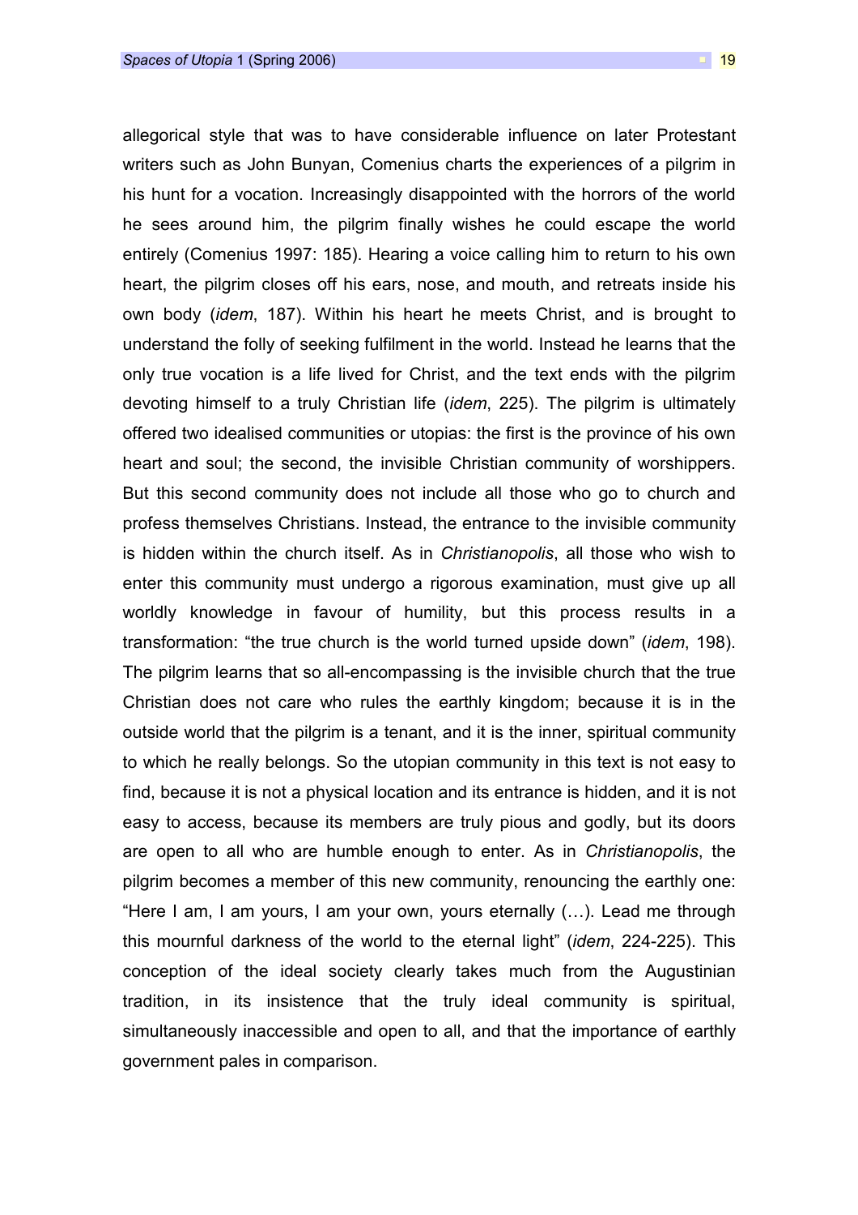allegorical style that was to have considerable influence on later Protestant writers such as John Bunyan, Comenius charts the experiences of a pilgrim in his hunt for a vocation. Increasingly disappointed with the horrors of the world he sees around him, the pilgrim finally wishes he could escape the world entirely (Comenius 1997: 185). Hearing a voice calling him to return to his own heart, the pilgrim closes off his ears, nose, and mouth, and retreats inside his own body (*idem*, 187). Within his heart he meets Christ, and is brought to understand the folly of seeking fulfilment in the world. Instead he learns that the only true vocation is a life lived for Christ, and the text ends with the pilgrim devoting himself to a truly Christian life (*idem*, 225). The pilgrim is ultimately offered two idealised communities or utopias: the first is the province of his own heart and soul; the second, the invisible Christian community of worshippers. But this second community does not include all those who go to church and profess themselves Christians. Instead, the entrance to the invisible community is hidden within the church itself. As in *Christianopolis*, all those who wish to enter this community must undergo a rigorous examination, must give up all worldly knowledge in favour of humility, but this process results in a transformation: "the true church is the world turned upside down" (*idem*, 198). The pilgrim learns that so all-encompassing is the invisible church that the true Christian does not care who rules the earthly kingdom; because it is in the outside world that the pilgrim is a tenant, and it is the inner, spiritual community to which he really belongs. So the utopian community in this text is not easy to find, because it is not a physical location and its entrance is hidden, and it is not easy to access, because its members are truly pious and godly, but its doors are open to all who are humble enough to enter. As in *Christianopolis*, the pilgrim becomes a member of this new community, renouncing the earthly one: "Here I am, I am yours, I am your own, yours eternally (…). Lead me through this mournful darkness of the world to the eternal light" (*idem*, 224-225). This conception of the ideal society clearly takes much from the Augustinian tradition, in its insistence that the truly ideal community is spiritual, simultaneously inaccessible and open to all, and that the importance of earthly government pales in comparison.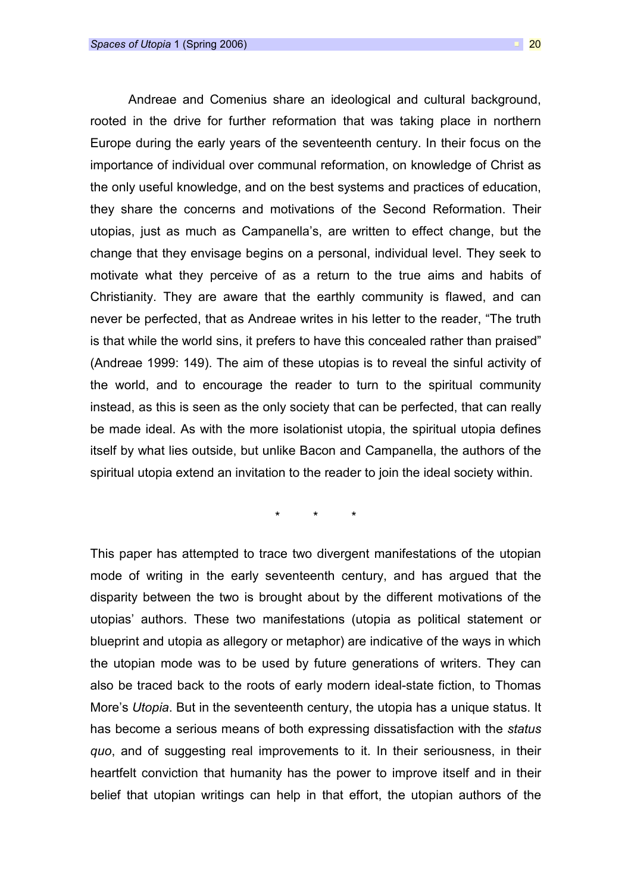Andreae and Comenius share an ideological and cultural background, rooted in the drive for further reformation that was taking place in northern Europe during the early years of the seventeenth century. In their focus on the importance of individual over communal reformation, on knowledge of Christ as the only useful knowledge, and on the best systems and practices of education, they share the concerns and motivations of the Second Reformation. Their utopias, just as much as Campanella's, are written to effect change, but the change that they envisage begins on a personal, individual level. They seek to motivate what they perceive of as a return to the true aims and habits of Christianity. They are aware that the earthly community is flawed, and can never be perfected, that as Andreae writes in his letter to the reader, "The truth is that while the world sins, it prefers to have this concealed rather than praised" (Andreae 1999: 149). The aim of these utopias is to reveal the sinful activity of the world, and to encourage the reader to turn to the spiritual community instead, as this is seen as the only society that can be perfected, that can really be made ideal. As with the more isolationist utopia, the spiritual utopia defines itself by what lies outside, but unlike Bacon and Campanella, the authors of the spiritual utopia extend an invitation to the reader to join the ideal society within.

\* \* \*

This paper has attempted to trace two divergent manifestations of the utopian mode of writing in the early seventeenth century, and has argued that the disparity between the two is brought about by the different motivations of the utopias' authors. These two manifestations (utopia as political statement or blueprint and utopia as allegory or metaphor) are indicative of the ways in which the utopian mode was to be used by future generations of writers. They can also be traced back to the roots of early modern ideal-state fiction, to Thomas More's *Utopia*. But in the seventeenth century, the utopia has a unique status. It has become a serious means of both expressing dissatisfaction with the *status quo*, and of suggesting real improvements to it. In their seriousness, in their heartfelt conviction that humanity has the power to improve itself and in their belief that utopian writings can help in that effort, the utopian authors of the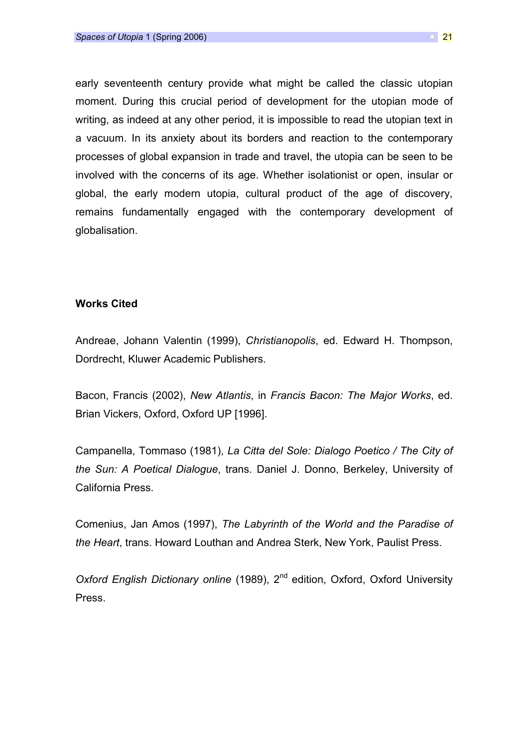early seventeenth century provide what might be called the classic utopian moment. During this crucial period of development for the utopian mode of writing, as indeed at any other period, it is impossible to read the utopian text in a vacuum. In its anxiety about its borders and reaction to the contemporary processes of global expansion in trade and travel, the utopia can be seen to be involved with the concerns of its age. Whether isolationist or open, insular or global, the early modern utopia, cultural product of the age of discovery, remains fundamentally engaged with the contemporary development of globalisation.

### Works Cited

Andreae, Johann Valentin (1999), *Christianopolis*, ed. Edward H. Thompson, Dordrecht, Kluwer Academic Publishers.

Bacon, Francis (2002), *New Atlantis*, in *Francis Bacon: The Major Works*, ed. Brian Vickers, Oxford, Oxford UP [1996].

Campanella, Tommaso (1981), *La Citta del Sole: Dialogo Poetico / The City of the Sun: A Poetical Dialogue*, trans. Daniel J. Donno, Berkeley, University of California Press.

Comenius, Jan Amos (1997), *The Labyrinth of the World and the Paradise of the Heart*, trans. Howard Louthan and Andrea Sterk, New York, Paulist Press.

*Oxford English Dictionary online* (1989), 2nd edition, Oxford, Oxford University Press.